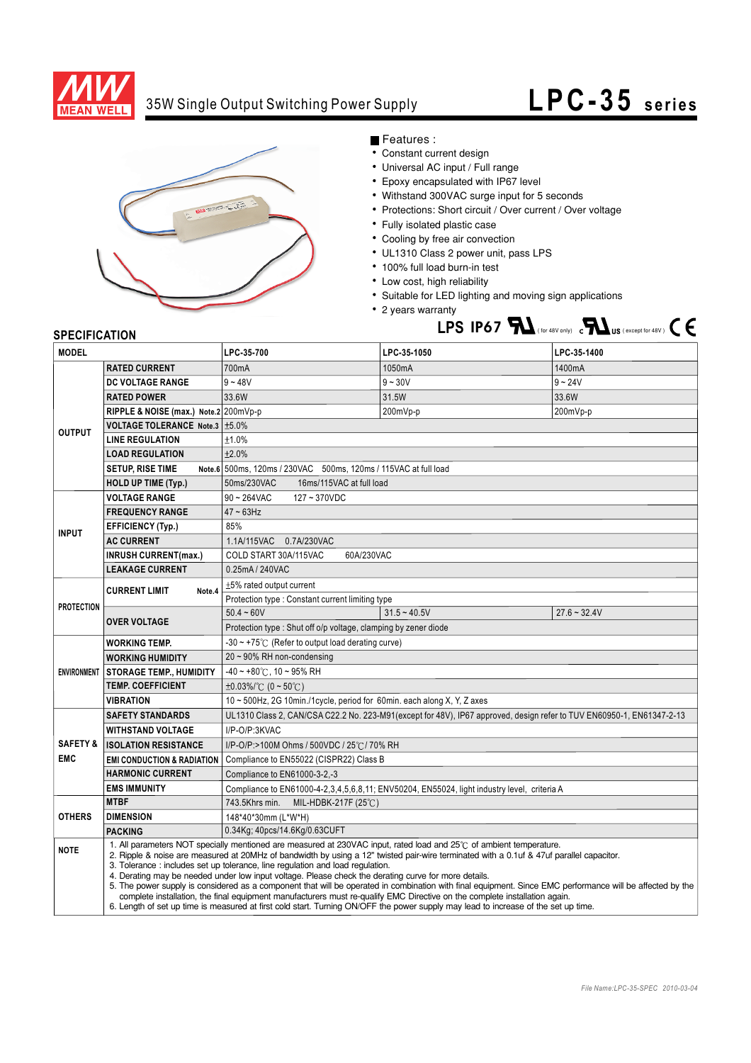# MEAN WELL

## 35W Single Output Switching Power Supply

# LPC-35 series

■ Features :

- Constant current design
- Universal AC input / Full range
- Epoxy encapsulated with IP67 level
- Withstand 300VAC surge input for 5 seconds
- Protections: Short circuit / Over current / Over voltage
- Fully isolated plastic case
- Cooling by free air convection
- UL1310 Class 2 power unit, pass LPS
- 100% full load burn-in test
- Low cost, high reliability
- Suitable for LED lighting and moving sign applications
- 2 years warranty

LPS IP67 (for 48V only) c US (except for 48V) CE

## SPECIFICATION

| MODEL | | LPC-35-700 | LPC-35-1050 | LPC-35-1400 |
|---|---|---|---|---|
| OUTPUT | RATED CURRENT | 700mA | 1050mA | 1400mA |
| | DC VOLTAGE RANGE | 9 ~ 48V | 9 ~ 30V | 9 ~ 24V |
| | RATED POWER | 33.6W | 31.5W | 33.6W |
| | RIPPLE & NOISE (max.) Note.2 | 200mVp-p | 200mVp-p | 200mVp-p |
| | VOLTAGE TOLERANCE Note.3 | ±5.0% | | |
| | LINE REGULATION | ±1.0% | | |
| | LOAD REGULATION | ±2.0% | | |
| | SETUP, RISE TIME Note.6 | 500ms, 120ms / 230VAC  500ms, 120ms / 115VAC at full load | | |
| | HOLD UP TIME (Typ.) | 50ms/230VAC  16ms/115VAC at full load | | |
| INPUT | VOLTAGE RANGE | 90 ~ 264VAC  127 ~ 370VDC | | |
| | FREQUENCY RANGE | 47 ~ 63Hz | | |
| | EFFICIENCY (Typ.) | 85% | | |
| | AC CURRENT | 1.1A/115VAC  0.7A/230VAC | | |
| | INRUSH CURRENT(max.) | COLD START 30A/115VAC  60A/230VAC | | |
| | LEAKAGE CURRENT | 0.25mA / 240VAC | | |
| PROTECTION | CURRENT LIMIT Note.4 | ±5% rated output current | | |
| | | Protection type : Constant current limiting type | | |
| | OVER VOLTAGE | 50.4 ~ 60V | 31.5 ~ 40.5V | 27.6 ~ 32.4V |
| | | Protection type : Shut off o/p voltage, clamping by zener diode | | |
| ENVIRONMENT | WORKING TEMP. | -30 ~ +75℃ (Refer to output load derating curve) | | |
| | WORKING HUMIDITY | 20 ~ 90% RH non-condensing | | |
| | STORAGE TEMP., HUMIDITY | -40 ~ +80℃, 10 ~ 95% RH | | |
| | TEMP. COEFFICIENT | ±0.03%/℃ (0 ~ 50℃) | | |
| | VIBRATION | 10 ~ 500Hz, 2G 10min./1cycle, period for 60min. each along X, Y, Z axes | | |
| SAFETY & EMC | SAFETY STANDARDS | UL1310 Class 2, CAN/CSA C22.2 No. 223-M91(except for 48V), IP67 approved, design refer to TUV EN60950-1, EN61347-2-13 | | |
| | WITHSTAND VOLTAGE | I/P-O/P:3KVAC | | |
| | ISOLATION RESISTANCE | I/P-O/P:>100M Ohms / 500VDC / 25℃/ 70% RH | | |
| | EMI CONDUCTION & RADIATION | Compliance to EN55022 (CISPR22) Class B | | |
| | HARMONIC CURRENT | Compliance to EN61000-3-2,-3 | | |
| | EMS IMMUNITY | Compliance to EN61000-4-2,3,4,5,6,8,11; ENV50204, EN55024, light industry level, criteria A | | |
| OTHERS | MTBF | 743.5Khrs min.  MIL-HDBK-217F (25℃) | | |
| | DIMENSION | 148*40*30mm (L*W*H) | | |
| | PACKING | 0.34Kg; 40pcs/14.6Kg/0.63CUFT | | |

**NOTE**

1. All parameters NOT specially mentioned are measured at 230VAC input, rated load and 25℃ of ambient temperature.
2. Ripple & noise are measured at 20MHz of bandwidth by using a 12" twisted pair-wire terminated with a 0.1uf & 47uf parallel capacitor.
3. Tolerance : includes set up tolerance, line regulation and load regulation.
4. Derating may be needed under low input voltage. Please check the derating curve for more details.
5. The power supply is considered as a component that will be operated in combination with final equipment. Since EMC performance will be affected by the complete installation, the final equipment manufacturers must re-qualify EMC Directive on the complete installation again.
6. Length of set up time is measured at first cold start. Turning ON/OFF the power supply may lead to increase of the set up time.

File Name:LPC-35-SPEC 2010-03-04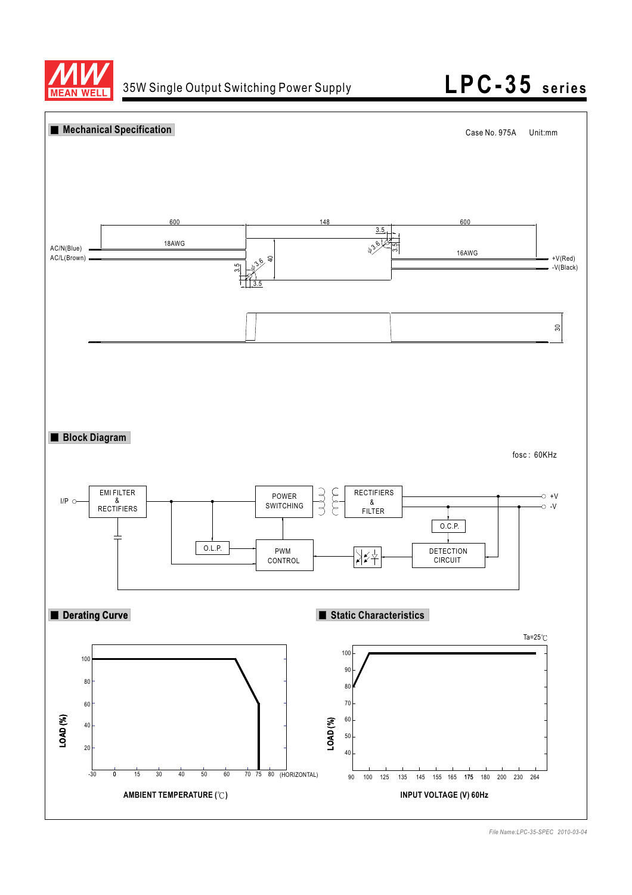## ■ Mechanical Specification

Case No. 975A Unit:mm

600
148
600
18AWG
16AWG
3.5
φ3.6
3.5
40
AC/N(Blue)
AC/L(Brown)
+V(Red)
-V(Black)
3.5
φ3.6
3.5
30

## ■ Block Diagram

fosc : 60KHz

I/P
EMI FILTER & RECTIFIERS
POWER SWITCHING
RECTIFIERS & FILTER
+V
-V
O.C.P.
O.L.P.
PWM CONTROL
DETECTION CIRCUIT

## ■ Derating Curve

LOAD (%)
100
80
60
40
20
-30 0 15 30 40 50 60 70 75 80 (HORIZONTAL)
AMBIENT TEMPERATURE (℃)

## ■ Static Characteristics

Ta=25℃

LOAD (%)
100
90
80
70
60
50
40
90 100 125 135 145 155 165 175 180 200 230 264
INPUT VOLTAGE (V) 60Hz